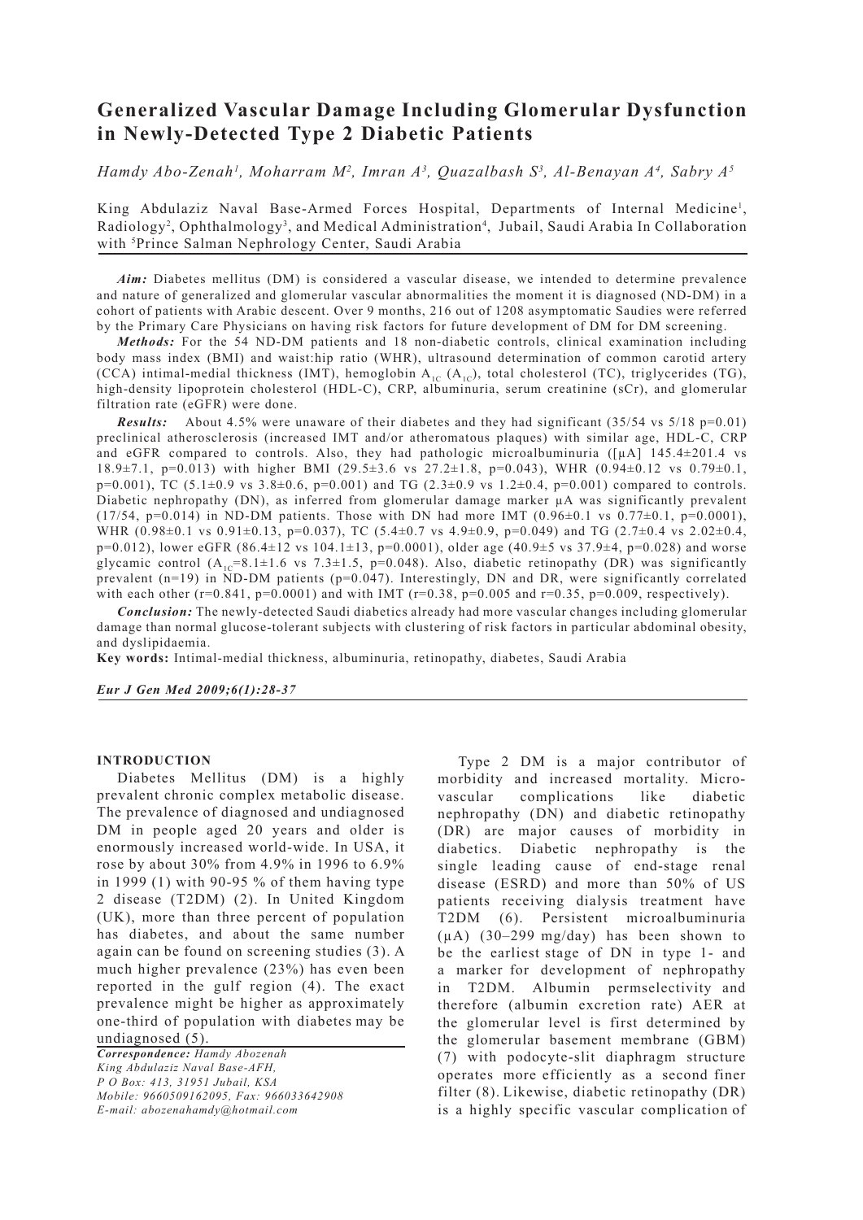# Generalized Vascular Damage Including Glomerular Dysfunction in Newly-Detected Type 2 Diabetic Patients

*Hamdy Abo-Zenah[1], Moharram M[2], Imran A[3], Quazalbash S[3], Al-Benayan A[4], Sabry A[5]*

King Abdulaziz Naval Base-Armed Forces Hospital, Departments of Internal Medicine[1], Radiology[2], Ophthalmology[3], and Medical Administration[4], Jubail, Saudi Arabia In Collaboration with [5]Prince Salman Nephrology Center, Saudi Arabia

***Aim:*** Diabetes mellitus (DM) is considered a vascular disease, we intended to determine prevalence and nature of generalized and glomerular vascular abnormalities the moment it is diagnosed (ND-DM) in a cohort of patients with Arabic descent. Over 9 months, 216 out of 1208 asymptomatic Saudies were referred by the Primary Care Physicians on having risk factors for future development of DM for DM screening.

***Methods:*** For the 54 ND-DM patients and 18 non-diabetic controls, clinical examination including body mass index (BMI) and waist:hip ratio (WHR), ultrasound determination of common carotid artery (CCA) intimal-medial thickness (IMT), hemoglobin $A_{1C}$ ($A_{1C}$), total cholesterol (TC), triglycerides (TG), high-density lipoprotein cholesterol (HDL-C), CRP, albuminuria, serum creatinine (sCr), and glomerular filtration rate (eGFR) were done.

***Results:*** About 4.5% were unaware of their diabetes and they had significant (35/54 vs 5/18 p=0.01) preclinical atherosclerosis (increased IMT and/or atheromatous plaques) with similar age, HDL-C, CRP and eGFR compared to controls. Also, they had pathologic microalbuminuria ([µA] 145.4±201.4 vs 18.9±7.1, p=0.013) with higher BMI (29.5±3.6 vs 27.2±1.8, p=0.043), WHR (0.94±0.12 vs 0.79±0.1, p=0.001), TC (5.1±0.9 vs 3.8±0.6, p=0.001) and TG (2.3±0.9 vs 1.2±0.4, p=0.001) compared to controls. Diabetic nephropathy (DN), as inferred from glomerular damage marker µA was significantly prevalent (17/54, p=0.014) in ND-DM patients. Those with DN had more IMT (0.96±0.1 vs 0.77±0.1, p=0.0001), WHR (0.98±0.1 vs 0.91±0.13, p=0.037), TC (5.4±0.7 vs 4.9±0.9, p=0.049) and TG (2.7±0.4 vs 2.02±0.4, p=0.012), lower eGFR (86.4±12 vs 104.1±13, p=0.0001), older age (40.9±5 vs 37.9±4, p=0.028) and worse glycamic control ($A_{1C}$=8.1±1.6 vs 7.3±1.5, p=0.048). Also, diabetic retinopathy (DR) was significantly prevalent (n=19) in ND-DM patients (p=0.047). Interestingly, DN and DR, were significantly correlated with each other (r=0.841, p=0.0001) and with IMT (r=0.38, p=0.005 and r=0.35, p=0.009, respectively).

***Conclusion:*** The newly-detected Saudi diabetics already had more vascular changes including glomerular damage than normal glucose-tolerant subjects with clustering of risk factors in particular abdominal obesity, and dyslipidaemia.

**Key words:** Intimal-medial thickness, albuminuria, retinopathy, diabetes, Saudi Arabia

## INTRODUCTION

Diabetes Mellitus (DM) is a highly prevalent chronic complex metabolic disease. The prevalence of diagnosed and undiagnosed DM in people aged 20 years and older is enormously increased world-wide. In USA, it rose by about 30% from 4.9% in 1996 to 6.9% in 1999 (1) with 90-95 % of them having type 2 disease (T2DM) (2). In United Kingdom (UK), more than three percent of population has diabetes, and about the same number again can be found on screening studies (3). A much higher prevalence (23%) has even been reported in the gulf region (4). The exact prevalence might be higher as approximately one-third of population with diabetes may be undiagnosed (5).

*Correspondence: Hamdy Abozenah*
*King Abdulaziz Naval Base-AFH,*
*P O Box: 413, 31951 Jubail, KSA*
*Mobile: 9660509162095, Fax: 966033642908*
*E-mail: abozenahamdy@hotmail.com*

Type 2 DM is a major contributor of morbidity and increased mortality. Micro-vascular complications like diabetic nephropathy (DN) and diabetic retinopathy (DR) are major causes of morbidity in diabetics. Diabetic nephropathy is the single leading cause of end-stage renal disease (ESRD) and more than 50% of US patients receiving dialysis treatment have T2DM (6). Persistent microalbuminuria (µA) (30–299 mg/day) has been shown to be the earliest stage of DN in type 1- and a marker for development of nephropathy in T2DM. Albumin permselectivity and therefore (albumin excretion rate) AER at the glomerular level is first determined by the glomerular basement membrane (GBM) (7) with podocyte-slit diaphragm structure operates more efficiently as a second finer filter (8). Likewise, diabetic retinopathy (DR) is a highly specific vascular complication of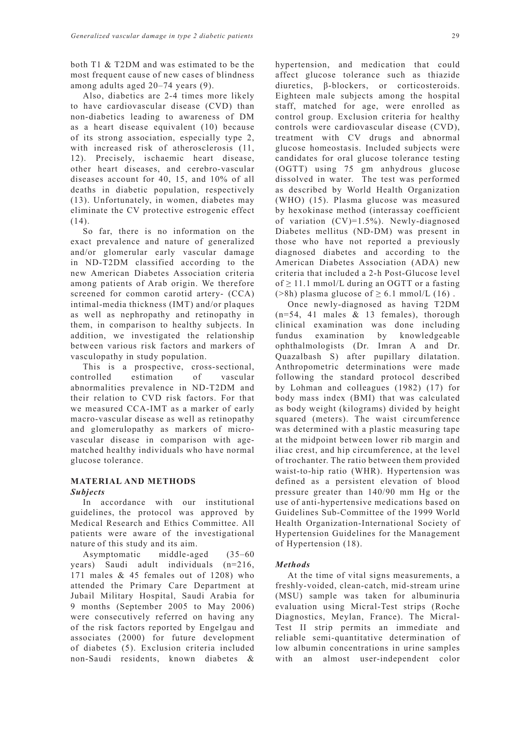both T1 & T2DM and was estimated to be the most frequent cause of new cases of blindness among adults aged 20–74 years (9).

Also, diabetics are 2-4 times more likely to have cardiovascular disease (CVD) than non-diabetics leading to awareness of DM as a heart disease equivalent (10) because of its strong association, especially type 2, with increased risk of atherosclerosis (11, 12). Precisely, ischaemic heart disease, other heart diseases, and cerebro-vascular diseases account for 40, 15, and 10% of all deaths in diabetic population, respectively (13). Unfortunately, in women, diabetes may eliminate the CV protective estrogenic effect (14).

So far, there is no information on the exact prevalence and nature of generalized and/or glomerular early vascular damage in ND-T2DM classified according to the new American Diabetes Association criteria among patients of Arab origin. We therefore screened for common carotid artery- (CCA) intimal-media thickness (IMT) and/or plaques as well as nephropathy and retinopathy in them, in comparison to healthy subjects. In addition, we investigated the relationship between various risk factors and markers of vasculopathy in study population.

This is a prospective, cross-sectional, controlled estimation of vascular abnormalities prevalence in ND-T2DM and their relation to CVD risk factors. For that we measured CCA-IMT as a marker of early macro-vascular disease as well as retinopathy and glomerulopathy as markers of micro-vascular disease in comparison with age-matched healthy individuals who have normal glucose tolerance.

## MATERIAL AND METHODS

### *Subjects*

In accordance with our institutional guidelines, the protocol was approved by Medical Research and Ethics Committee. All patients were aware of the investigational nature of this study and its aim.

Asymptomatic middle-aged (35–60 years) Saudi adult individuals (n=216, 171 males & 45 females out of 1208) who attended the Primary Care Department at Jubail Military Hospital, Saudi Arabia for 9 months (September 2005 to May 2006) were consecutively referred on having any of the risk factors reported by Engelgau and associates (2000) for future development of diabetes (5). Exclusion criteria included non-Saudi residents, known diabetes & hypertension, and medication that could affect glucose tolerance such as thiazide diuretics, β-blockers, or corticosteroids. Eighteen male subjects among the hospital staff, matched for age, were enrolled as control group. Exclusion criteria for healthy controls were cardiovascular disease (CVD), treatment with CV drugs and abnormal glucose homeostasis. Included subjects were candidates for oral glucose tolerance testing (OGTT) using 75 gm anhydrous glucose dissolved in water. The test was performed as described by World Health Organization (WHO) (15). Plasma glucose was measured by hexokinase method (interassay coefficient of variation (CV)=1.5%). Newly-diagnosed Diabetes mellitus (ND-DM) was present in those who have not reported a previously diagnosed diabetes and according to the American Diabetes Association (ADA) new criteria that included a 2-h Post-Glucose level of $\geq 11.1$ mmol/L during an OGTT or a fasting (>8h) plasma glucose of $\geq 6.1$ mmol/L (16) .

Once newly-diagnosed as having T2DM (n=54, 41 males & 13 females), thorough clinical examination was done including fundus examination by knowledgeable ophthalmologists (Dr. Imran A and Dr. Quazalbash S) after pupillary dilatation. Anthropometric determinations were made following the standard protocol described by Lohman and colleagues (1982) (17) for body mass index (BMI) that was calculated as body weight (kilograms) divided by height squared (meters). The waist circumference was determined with a plastic measuring tape at the midpoint between lower rib margin and iliac crest, and hip circumference, at the level of trochanter. The ratio between them provided waist-to-hip ratio (WHR). Hypertension was defined as a persistent elevation of blood pressure greater than 140/90 mm Hg or the use of anti-hypertensive medications based on Guidelines Sub-Committee of the 1999 World Health Organization-International Society of Hypertension Guidelines for the Management of Hypertension (18).

### *Methods*

At the time of vital signs measurements, a freshly-voided, clean-catch, mid-stream urine (MSU) sample was taken for albuminuria evaluation using Micral-Test strips (Roche Diagnostics, Meylan, France). The Micral-Test II strip permits an immediate and reliable semi-quantitative determination of low albumin concentrations in urine samples with an almost user-independent color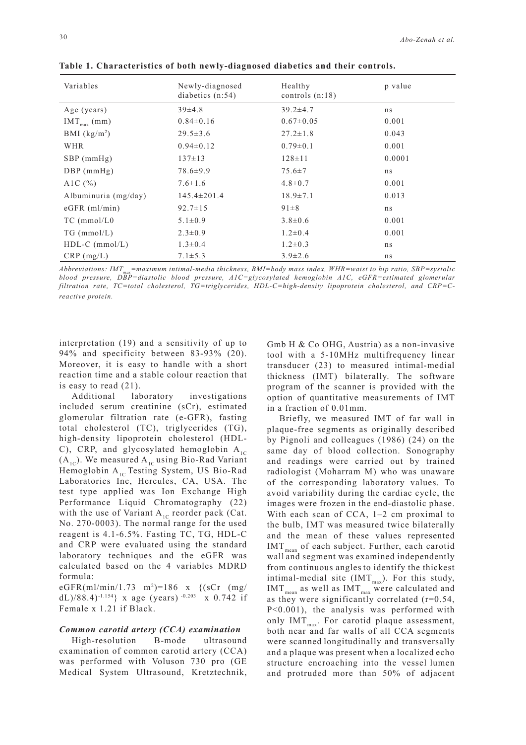**Table 1. Characteristics of both newly-diagnosed diabetics and their controls.**

| Variables | Newly-diagnosed diabetics (n:54) | Healthy controls (n:18) | p value |
|---|---|---|---|
| Age (years) | 39±4.8 | 39.2±4.7 | ns |
| $IMT_{max}$ (mm) | 0.84±0.16 | 0.67±0.05 | 0.001 |
| BMI (kg/m$^2$) | 29.5±3.6 | 27.2±1.8 | 0.043 |
| WHR | 0.94±0.12 | 0.79±0.1 | 0.001 |
| SBP (mmHg) | 137±13 | 128±11 | 0.0001 |
| DBP (mmHg) | 78.6±9.9 | 75.6±7 | ns |
| A1C (%) | 7.6±1.6 | 4.8±0.7 | 0.001 |
| Albuminuria (mg/day) | 145.4±201.4 | 18.9±7.1 | 0.013 |
| eGFR (ml/min) | 92.7±15 | 91±8 | ns |
| TC (mmol/L0 | 5.1±0.9 | 3.8±0.6 | 0.001 |
| TG (mmol/L) | 2.3±0.9 | 1.2±0.4 | 0.001 |
| HDL-C (mmol/L) | 1.3±0.4 | 1.2±0.3 | ns |
| CRP (mg/L) | 7.1±5.3 | 3.9±2.6 | ns |

*Abbreviations: $IMT_{max}$=maximum intimal-media thickness, BMI=body mass index, WHR=waist to hip ratio, SBP=systolic blood pressure, DBP=diastolic blood pressure, A1C=glycosylated hemoglobin A1C, eGFR=estimated glomerular filtration rate, TC=total cholesterol, TG=triglycerides, HDL-C=high-density lipoprotein cholesterol, and CRP=C-reactive protein.*

interpretation (19) and a sensitivity of up to 94% and specificity between 83-93% (20). Moreover, it is easy to handle with a short reaction time and a stable colour reaction that is easy to read (21).

Additional laboratory investigations included serum creatinine (sCr), estimated glomerular filtration rate (e-GFR), fasting total cholesterol (TC), triglycerides (TG), high-density lipoprotein cholesterol (HDL-C), CRP, and glycosylated hemoglobin $A_{1C}$ ($A_{1C}$). We measured $A_{1C}$ using Bio-Rad Variant Hemoglobin $A_{1C}$ Testing System, US Bio-Rad Laboratories Inc, Hercules, CA, USA. The test type applied was Ion Exchange High Performance Liquid Chromatography (22) with the use of Variant $A_{1C}$ reorder pack (Cat. No. 270-0003). The normal range for the used reagent is 4.1-6.5%. Fasting TC, TG, HDL-C and CRP were evaluated using the standard laboratory techniques and the eGFR was calculated based on the 4 variables MDRD formula:

$$eGFR(ml/min/1.73\ m^2)=186 \times \{(sCr\ (mg/dL)/88.4)^{-1.154}\} \times age\ (years)^{-0.203} \times 0.742 \text{ if Female} \times 1.21 \text{ if Black.}$$

### *Common carotid artery (CCA) examination*

High-resolution B-mode ultrasound examination of common carotid artery (CCA) was performed with Voluson 730 pro (GE Medical System Ultrasound, Kretztechnik, Gmb H & Co OHG, Austria) as a non-invasive tool with a 5-10MHz multifrequency linear transducer (23) to measured intimal-medial thickness (IMT) bilaterally. The software program of the scanner is provided with the option of quantitative measurements of IMT in a fraction of 0.01mm.

Briefly, we measured IMT of far wall in plaque-free segments as originally described by Pignoli and colleagues (1986) (24) on the same day of blood collection. Sonography and readings were carried out by trained radiologist (Moharram M) who was unaware of the corresponding laboratory values. To avoid variability during the cardiac cycle, the images were frozen in the end-diastolic phase. With each scan of CCA, 1–2 cm proximal to the bulb, IMT was measured twice bilaterally and the mean of these values represented $IMT_{mean}$ of each subject. Further, each carotid wall and segment was examined independently from continuous angles to identify the thickest intimal-medial site ($IMT_{max}$). For this study, $IMT_{mean}$ as well as $IMT_{max}$ were calculated and as they were significantly correlated ($r=0.54$, $P<0.001$), the analysis was performed with only $IMT_{max}$. For carotid plaque assessment, both near and far walls of all CCA segments were scanned longitudinally and transversally and a plaque was present when a localized echo structure encroaching into the vessel lumen and protruded more than 50% of adjacent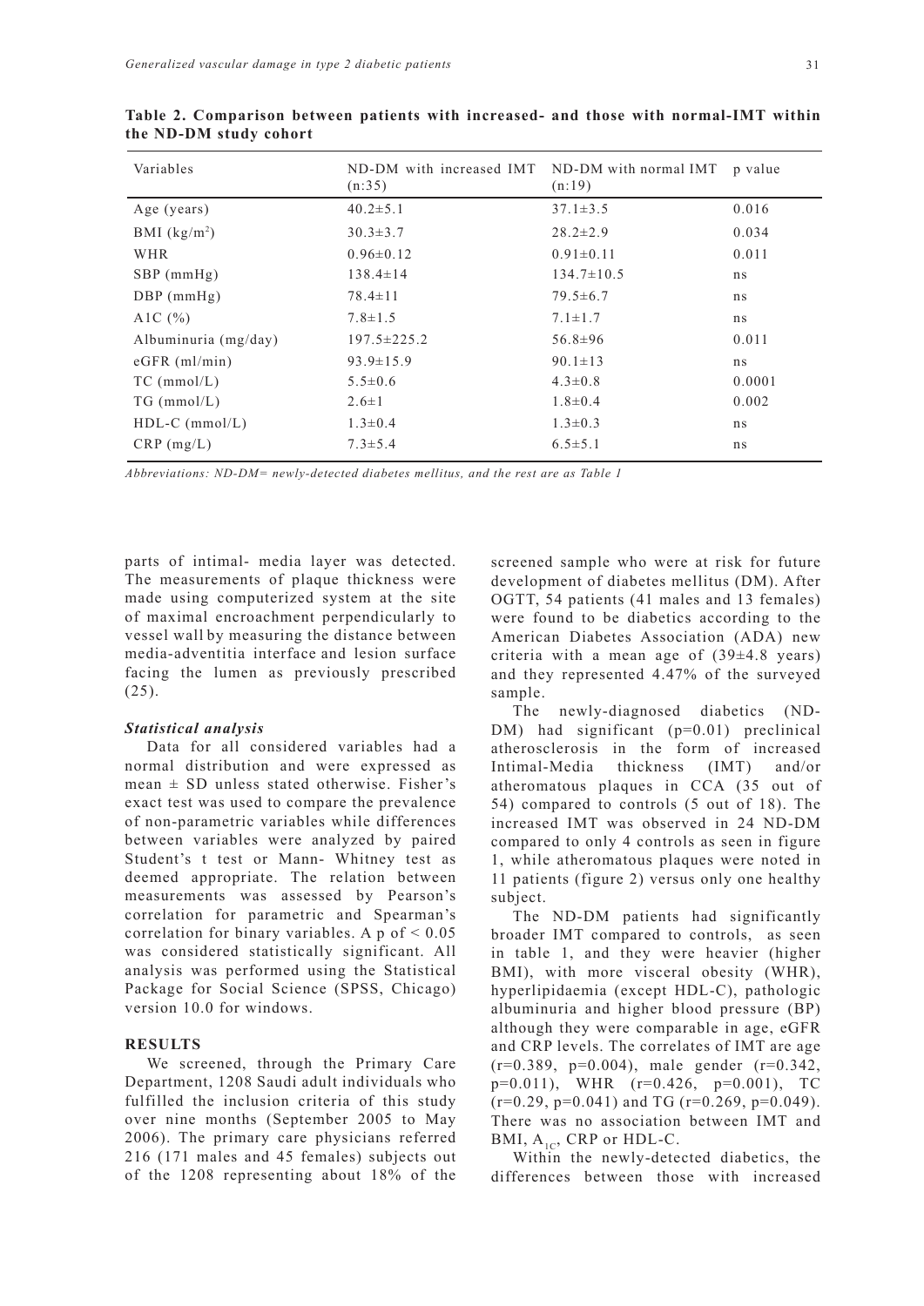**Table 2. Comparison between patients with increased- and those with normal-IMT within the ND-DM study cohort**

| Variables | ND-DM with increased IMT (n:35) | ND-DM with normal IMT (n:19) | p value |
|---|---|---|---|
| Age (years) | 40.2±5.1 | 37.1±3.5 | 0.016 |
| BMI (kg/m$^2$) | 30.3±3.7 | 28.2±2.9 | 0.034 |
| WHR | 0.96±0.12 | 0.91±0.11 | 0.011 |
| SBP (mmHg) | 138.4±14 | 134.7±10.5 | ns |
| DBP (mmHg) | 78.4±11 | 79.5±6.7 | ns |
| A1C (%) | 7.8±1.5 | 7.1±1.7 | ns |
| Albuminuria (mg/day) | 197.5±225.2 | 56.8±96 | 0.011 |
| eGFR (ml/min) | 93.9±15.9 | 90.1±13 | ns |
| TC (mmol/L) | 5.5±0.6 | 4.3±0.8 | 0.0001 |
| TG (mmol/L) | 2.6±1 | 1.8±0.4 | 0.002 |
| HDL-C (mmol/L) | 1.3±0.4 | 1.3±0.3 | ns |
| CRP (mg/L) | 7.3±5.4 | 6.5±5.1 | ns |

*Abbreviations: ND-DM= newly-detected diabetes mellitus, and the rest are as Table 1*

parts of intimal- media layer was detected. The measurements of plaque thickness were made using computerized system at the site of maximal encroachment perpendicularly to vessel wall by measuring the distance between media-adventitia interface and lesion surface facing the lumen as previously prescribed (25).

### *Statistical analysis*

Data for all considered variables had a normal distribution and were expressed as mean ± SD unless stated otherwise. Fisher's exact test was used to compare the prevalence of non-parametric variables while differences between variables were analyzed by paired Student's t test or Mann- Whitney test as deemed appropriate. The relation between measurements was assessed by Pearson's correlation for parametric and Spearman's correlation for binary variables. A p of < 0.05 was considered statistically significant. All analysis was performed using the Statistical Package for Social Science (SPSS, Chicago) version 10.0 for windows.

## RESULTS

We screened, through the Primary Care Department, 1208 Saudi adult individuals who fulfilled the inclusion criteria of this study over nine months (September 2005 to May 2006). The primary care physicians referred 216 (171 males and 45 females) subjects out of the 1208 representing about 18% of the screened sample who were at risk for future development of diabetes mellitus (DM). After OGTT, 54 patients (41 males and 13 females) were found to be diabetics according to the American Diabetes Association (ADA) new criteria with a mean age of (39±4.8 years) and they represented 4.47% of the surveyed sample.

The newly-diagnosed diabetics (ND-DM) had significant (p=0.01) preclinical atherosclerosis in the form of increased Intimal-Media thickness (IMT) and/or atheromatous plaques in CCA (35 out of 54) compared to controls (5 out of 18). The increased IMT was observed in 24 ND-DM compared to only 4 controls as seen in figure 1, while atheromatous plaques were noted in 11 patients (figure 2) versus only one healthy subject.

The ND-DM patients had significantly broader IMT compared to controls, as seen in table 1, and they were heavier (higher BMI), with more visceral obesity (WHR), hyperlipidaemia (except HDL-C), pathologic albuminuria and higher blood pressure (BP) although they were comparable in age, eGFR and CRP levels. The correlates of IMT are age (r=0.389, p=0.004), male gender (r=0.342, p=0.011), WHR (r=0.426, p=0.001), TC (r=0.29, p=0.041) and TG (r=0.269, p=0.049). There was no association between IMT and BMI, $A_{1C}$, CRP or HDL-C.

Within the newly-detected diabetics, the differences between those with increased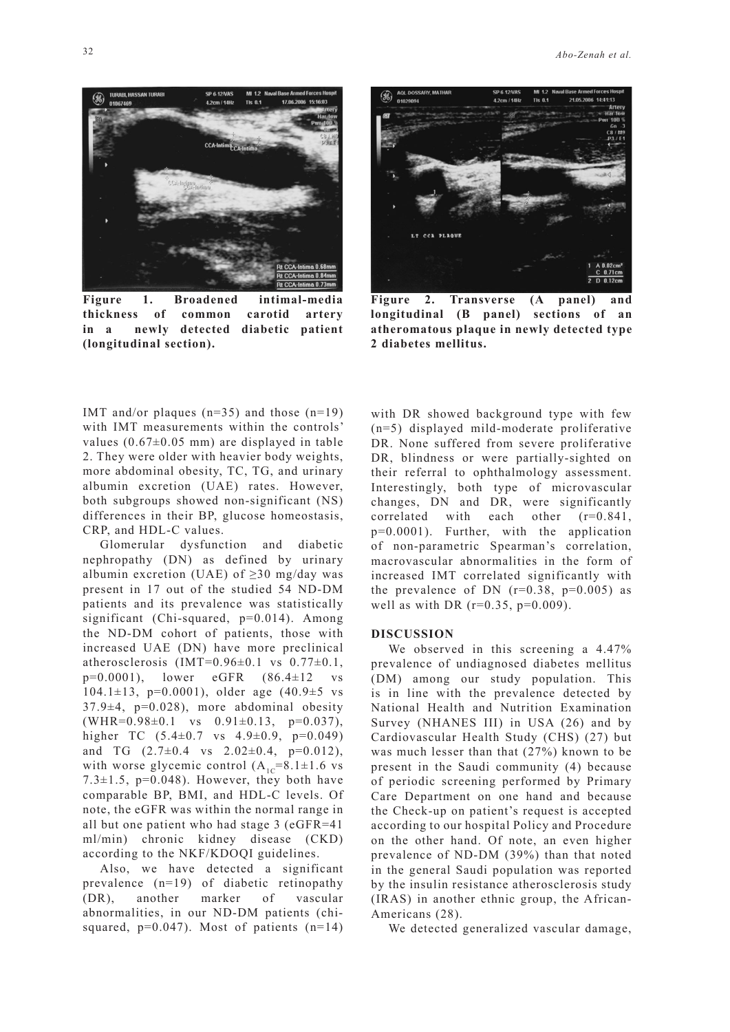**Figure 1. Broadened intimal-media thickness of common carotid artery in a newly detected diabetic patient (longitudinal section).**

**Figure 2. Transverse (A panel) and longitudinal (B panel) sections of an atheromatous plaque in newly detected type 2 diabetes mellitus.**

IMT and/or plaques (n=35) and those (n=19) with IMT measurements within the controls' values (0.67±0.05 mm) are displayed in table 2. They were older with heavier body weights, more abdominal obesity, TC, TG, and urinary albumin excretion (UAE) rates. However, both subgroups showed non-significant (NS) differences in their BP, glucose homeostasis, CRP, and HDL-C values.

Glomerular dysfunction and diabetic nephropathy (DN) as defined by urinary albumin excretion (UAE) of ≥30 mg/day was present in 17 out of the studied 54 ND-DM patients and its prevalence was statistically significant (Chi-squared, p=0.014). Among the ND-DM cohort of patients, those with increased UAE (DN) have more preclinical atherosclerosis (IMT=0.96±0.1 vs 0.77±0.1, p=0.0001), lower eGFR (86.4±12 vs 104.1±13, p=0.0001), older age (40.9±5 vs 37.9±4, p=0.028), more abdominal obesity (WHR=0.98±0.1 vs 0.91±0.13, p=0.037), higher TC (5.4±0.7 vs 4.9±0.9, p=0.049) and TG (2.7±0.4 vs 2.02±0.4, p=0.012), with worse glycemic control ($A_{1C}$=8.1±1.6 vs 7.3±1.5, p=0.048). However, they both have comparable BP, BMI, and HDL-C levels. Of note, the eGFR was within the normal range in all but one patient who had stage 3 (eGFR=41 ml/min) chronic kidney disease (CKD) according to the NKF/KDOQI guidelines.

Also, we have detected a significant prevalence (n=19) of diabetic retinopathy (DR), another marker of vascular abnormalities, in our ND-DM patients (chi-squared, p=0.047). Most of patients (n=14) with DR showed background type with few (n=5) displayed mild-moderate proliferative DR. None suffered from severe proliferative DR, blindness or were partially-sighted on their referral to ophthalmology assessment. Interestingly, both type of microvascular changes, DN and DR, were significantly correlated with each other (r=0.841, p=0.0001). Further, with the application of non-parametric Spearman's correlation, macrovascular abnormalities in the form of increased IMT correlated significantly with the prevalence of DN (r=0.38, p=0.005) as well as with DR (r=0.35, p=0.009).

## DISCUSSION

We observed in this screening a 4.47% prevalence of undiagnosed diabetes mellitus (DM) among our study population. This is in line with the prevalence detected by National Health and Nutrition Examination Survey (NHANES III) in USA (26) and by Cardiovascular Health Study (CHS) (27) but was much lesser than that (27%) known to be present in the Saudi community (4) because of periodic screening performed by Primary Care Department on one hand and because the Check-up on patient's request is accepted according to our hospital Policy and Procedure on the other hand. Of note, an even higher prevalence of ND-DM (39%) than that noted in the general Saudi population was reported by the insulin resistance atherosclerosis study (IRAS) in another ethnic group, the African-Americans (28).

We detected generalized vascular damage,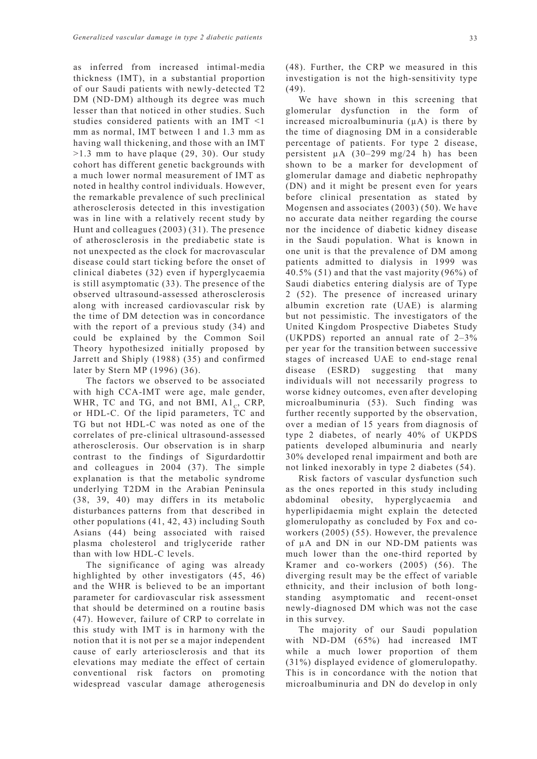as inferred from increased intimal-media thickness (IMT), in a substantial proportion of our Saudi patients with newly-detected T2 DM (ND-DM) although its degree was much lesser than that noticed in other studies. Such studies considered patients with an IMT <1 mm as normal, IMT between 1 and 1.3 mm as having wall thickening, and those with an IMT >1.3 mm to have plaque (29, 30). Our study cohort has different genetic backgrounds with a much lower normal measurement of IMT as noted in healthy control individuals. However, the remarkable prevalence of such preclinical atherosclerosis detected in this investigation was in line with a relatively recent study by Hunt and colleagues (2003) (31). The presence of atherosclerosis in the prediabetic state is not unexpected as the clock for macrovascular disease could start ticking before the onset of clinical diabetes (32) even if hyperglycaemia is still asymptomatic (33). The presence of the observed ultrasound-assessed atherosclerosis along with increased cardiovascular risk by the time of DM detection was in concordance with the report of a previous study (34) and could be explained by the Common Soil Theory hypothesized initially proposed by Jarrett and Shiply (1988) (35) and confirmed later by Stern MP (1996) (36).

The factors we observed to be associated with high CCA-IMT were age, male gender, WHR, TC and TG, and not BMI, $A1_C$, CRP, or HDL-C. Of the lipid parameters, TC and TG but not HDL-C was noted as one of the correlates of pre-clinical ultrasound-assessed atherosclerosis. Our observation is in sharp contrast to the findings of Sigurdardottir and colleagues in 2004 (37). The simple explanation is that the metabolic syndrome underlying T2DM in the Arabian Peninsula (38, 39, 40) may differs in its metabolic disturbances patterns from that described in other populations (41, 42, 43) including South Asians (44) being associated with raised plasma cholesterol and triglyceride rather than with low HDL-C levels.

The significance of aging was already highlighted by other investigators (45, 46) and the WHR is believed to be an important parameter for cardiovascular risk assessment that should be determined on a routine basis (47). However, failure of CRP to correlate in this study with IMT is in harmony with the notion that it is not per se a major independent cause of early arteriosclerosis and that its elevations may mediate the effect of certain conventional risk factors on promoting widespread vascular damage atherogenesis (48). Further, the CRP we measured in this investigation is not the high-sensitivity type (49).

We have shown in this screening that glomerular dysfunction in the form of increased microalbuminuria (µA) is there by the time of diagnosing DM in a considerable percentage of patients. For type 2 disease, persistent µA (30–299 mg/24 h) has been shown to be a marker for development of glomerular damage and diabetic nephropathy (DN) and it might be present even for years before clinical presentation as stated by Mogensen and associates (2003) (50). We have no accurate data neither regarding the course nor the incidence of diabetic kidney disease in the Saudi population. What is known in one unit is that the prevalence of DM among patients admitted to dialysis in 1999 was 40.5% (51) and that the vast majority (96%) of Saudi diabetics entering dialysis are of Type 2 (52). The presence of increased urinary albumin excretion rate (UAE) is alarming but not pessimistic. The investigators of the United Kingdom Prospective Diabetes Study (UKPDS) reported an annual rate of 2–3% per year for the transition between successive stages of increased UAE to end-stage renal disease (ESRD) suggesting that many individuals will not necessarily progress to worse kidney outcomes, even after developing microalbuminuria (53). Such finding was further recently supported by the observation, over a median of 15 years from diagnosis of type 2 diabetes, of nearly 40% of UKPDS patients developed albuminuria and nearly 30% developed renal impairment and both are not linked inexorably in type 2 diabetes (54).

Risk factors of vascular dysfunction such as the ones reported in this study including abdominal obesity, hyperglycaemia and hyperlipidaemia might explain the detected glomerulopathy as concluded by Fox and co-workers (2005) (55). However, the prevalence of µA and DN in our ND-DM patients was much lower than the one-third reported by Kramer and co-workers (2005) (56). The diverging result may be the effect of variable ethnicity, and their inclusion of both long-standing asymptomatic and recent-onset newly-diagnosed DM which was not the case in this survey.

The majority of our Saudi population with ND-DM (65%) had increased IMT while a much lower proportion of them (31%) displayed evidence of glomerulopathy. This is in concordance with the notion that microalbuminuria and DN do develop in only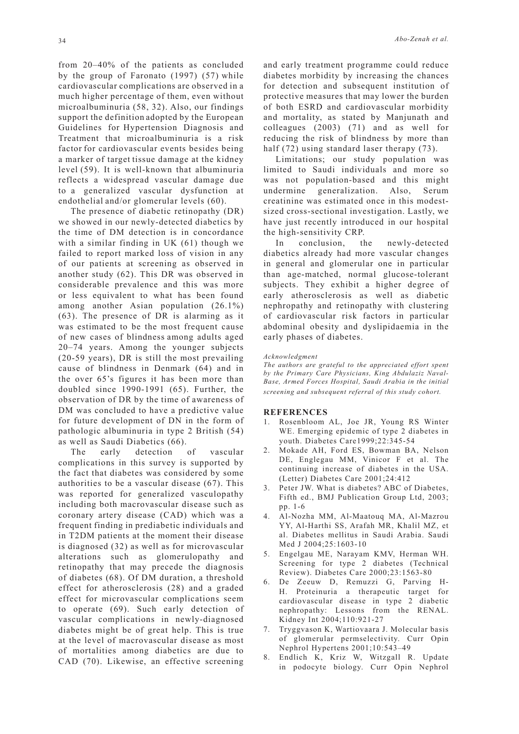from 20–40% of the patients as concluded by the group of Faronato (1997) (57) while cardiovascular complications are observed in a much higher percentage of them, even without microalbuminuria (58, 32). Also, our findings support the definition adopted by the European Guidelines for Hypertension Diagnosis and Treatment that microalbuminuria is a risk factor for cardiovascular events besides being a marker of target tissue damage at the kidney level (59). It is well-known that albuminuria reflects a widespread vascular damage due to a generalized vascular dysfunction at endothelial and/or glomerular levels (60).

The presence of diabetic retinopathy (DR) we showed in our newly-detected diabetics by the time of DM detection is in concordance with a similar finding in UK (61) though we failed to report marked loss of vision in any of our patients at screening as observed in another study (62). This DR was observed in considerable prevalence and this was more or less equivalent to what has been found among another Asian population (26.1%) (63). The presence of DR is alarming as it was estimated to be the most frequent cause of new cases of blindness among adults aged 20–74 years. Among the younger subjects (20-59 years), DR is still the most prevailing cause of blindness in Denmark (64) and in the over 65's figures it has been more than doubled since 1990-1991 (65). Further, the observation of DR by the time of awareness of DM was concluded to have a predictive value for future development of DN in the form of pathologic albuminuria in type 2 British (54) as well as Saudi Diabetics (66).

The early detection of vascular complications in this survey is supported by the fact that diabetes was considered by some authorities to be a vascular disease (67). This was reported for generalized vasculopathy including both macrovascular disease such as coronary artery disease (CAD) which was a frequent finding in prediabetic individuals and in T2DM patients at the moment their disease is diagnosed (32) as well as for microvascular alterations such as glomerulopathy and retinopathy that may precede the diagnosis of diabetes (68). Of DM duration, a threshold effect for atherosclerosis (28) and a graded effect for microvascular complications seem to operate (69). Such early detection of vascular complications in newly-diagnosed diabetes might be of great help. This is true at the level of macrovascular disease as most of mortalities among diabetics are due to CAD (70). Likewise, an effective screening and early treatment programme could reduce diabetes morbidity by increasing the chances for detection and subsequent institution of protective measures that may lower the burden of both ESRD and cardiovascular morbidity and mortality, as stated by Manjunath and colleagues (2003) (71) and as well for reducing the risk of blindness by more than half (72) using standard laser therapy (73).

Limitations; our study population was limited to Saudi individuals and more so was not population-based and this might undermine generalization. Also, Serum creatinine was estimated once in this modest-sized cross-sectional investigation. Lastly, we have just recently introduced in our hospital the high-sensitivity CRP.

In conclusion, the newly-detected diabetics already had more vascular changes in general and glomerular one in particular than age-matched, normal glucose-tolerant subjects. They exhibit a higher degree of early atherosclerosis as well as diabetic nephropathy and retinopathy with clustering of cardiovascular risk factors in particular abdominal obesity and dyslipidaemia in the early phases of diabetes.

*Acknowledgment*

*The authors are grateful to the appreciated effort spent by the Primary Care Physicians, King Abdulaziz Naval-Base, Armed Forces Hospital, Saudi Arabia in the initial screening and subsequent referral of this study cohort.*

## REFERENCES

1. Rosenbloom AL, Joe JR, Young RS Winter WE. Emerging epidemic of type 2 diabetes in youth. Diabetes Care1999;22:345-54
2. Mokade AH, Ford ES, Bowman BA, Nelson DE, Englegau MM, Vinicor F et al. The continuing increase of diabetes in the USA. (Letter) Diabetes Care 2001;24:412
3. Peter JW. What is diabetes? ABC of Diabetes, Fifth ed., BMJ Publication Group Ltd, 2003; pp. 1-6
4. Al-Nozha MM, Al-Maatouq MA, Al-Mazrou YY, Al-Harthi SS, Arafah MR, Khalil MZ, et al. Diabetes mellitus in Saudi Arabia. Saudi Med J 2004;25:1603-10
5. Engelgau ME, Narayam KMV, Herman WH. Screening for type 2 diabetes (Technical Review). Diabetes Care 2000;23:1563-80
6. De Zeeuw D, Remuzzi G, Parving H-H. Proteinuria a therapeutic target for cardiovascular disease in type 2 diabetic nephropathy: Lessons from the RENAL. Kidney Int 2004;110:921-27
7. Tryggvason K, Wartiovaara J. Molecular basis of glomerular permselectivity. Curr Opin Nephrol Hypertens 2001;10:543–49
8. Endlich K, Kriz W, Witzgall R. Update in podocyte biology. Curr Opin Nephrol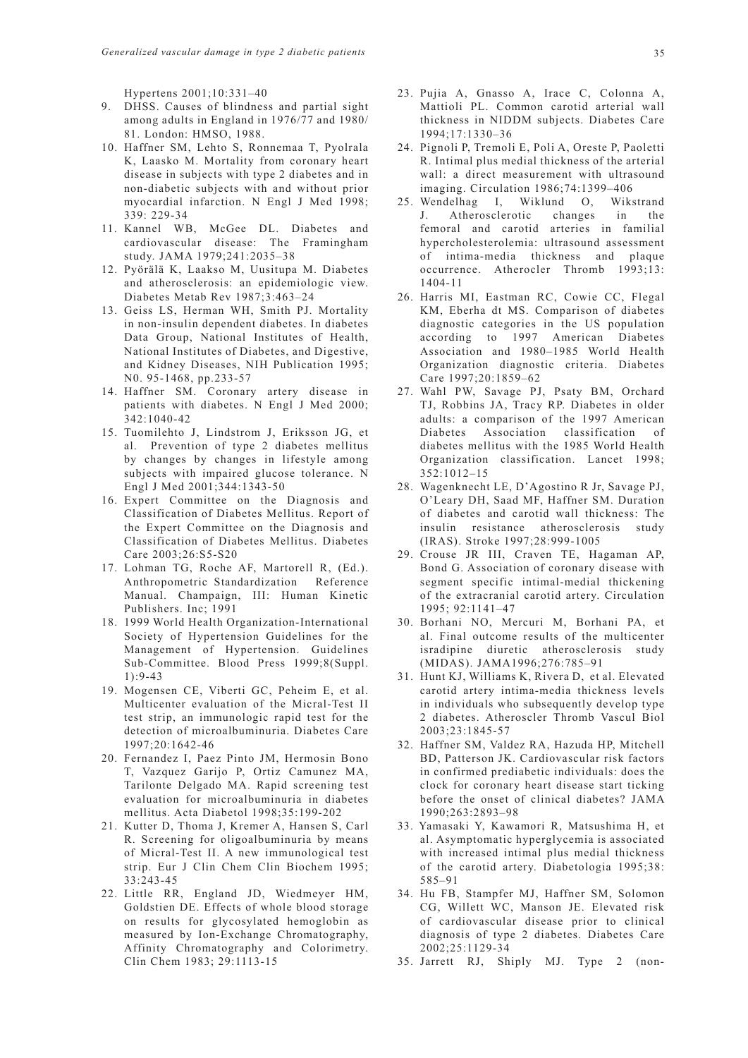Hypertens 2001;10:331–40

9. DHSS. Causes of blindness and partial sight among adults in England in 1976/77 and 1980/81. London: HMSO, 1988.
10. Haffner SM, Lehto S, Ronnemaa T, Pyolrala K, Laasko M. Mortality from coronary heart disease in subjects with type 2 diabetes and in non-diabetic subjects with and without prior myocardial infarction. N Engl J Med 1998; 339: 229-34
11. Kannel WB, McGee DL. Diabetes and cardiovascular disease: The Framingham study. JAMA 1979;241:2035–38
12. Pyörälä K, Laakso M, Uusitupa M. Diabetes and atherosclerosis: an epidemiologic view. Diabetes Metab Rev 1987;3:463–24
13. Geiss LS, Herman WH, Smith PJ. Mortality in non-insulin dependent diabetes. In diabetes Data Group, National Institutes of Health, National Institutes of Diabetes, and Digestive, and Kidney Diseases, NIH Publication 1995; N0. 95-1468, pp.233-57
14. Haffner SM. Coronary artery disease in patients with diabetes. N Engl J Med 2000; 342:1040-42
15. Tuomilehto J, Lindstrom J, Eriksson JG, et al. Prevention of type 2 diabetes mellitus by changes by changes in lifestyle among subjects with impaired glucose tolerance. N Engl J Med 2001;344:1343-50
16. Expert Committee on the Diagnosis and Classification of Diabetes Mellitus. Report of the Expert Committee on the Diagnosis and Classification of Diabetes Mellitus. Diabetes Care 2003;26:S5-S20
17. Lohman TG, Roche AF, Martorell R, (Ed.). Anthropometric Standardization Reference Manual. Champaign, III: Human Kinetic Publishers. Inc; 1991
18. 1999 World Health Organization-International Society of Hypertension Guidelines for the Management of Hypertension. Guidelines Sub-Committee. Blood Press 1999;8(Suppl. 1):9-43
19. Mogensen CE, Viberti GC, Peheim E, et al. Multicenter evaluation of the Micral-Test II test strip, an immunologic rapid test for the detection of microalbuminuria. Diabetes Care 1997;20:1642-46
20. Fernandez I, Paez Pinto JM, Hermosin Bono T, Vazquez Garijo P, Ortiz Camunez MA, Tarilonte Delgado MA. Rapid screening test evaluation for microalbuminuria in diabetes mellitus. Acta Diabetol 1998;35:199-202
21. Kutter D, Thoma J, Kremer A, Hansen S, Carl R. Screening for oligoalbuminuria by means of Micral-Test II. A new immunological test strip. Eur J Clin Chem Clin Biochem 1995; 33:243-45
22. Little RR, England JD, Wiedmeyer HM, Goldstien DE. Effects of whole blood storage on results for glycosylated hemoglobin as measured by Ion-Exchange Chromatography, Affinity Chromatography and Colorimetry. Clin Chem 1983; 29:1113-15
23. Pujia A, Gnasso A, Irace C, Colonna A, Mattioli PL. Common carotid arterial wall thickness in NIDDM subjects. Diabetes Care 1994;17:1330–36
24. Pignoli P, Tremoli E, Poli A, Oreste P, Paoletti R. Intimal plus medial thickness of the arterial wall: a direct measurement with ultrasound imaging. Circulation 1986;74:1399–406
25. Wendelhag I, Wiklund O, Wikstrand J. Atherosclerotic changes in the femoral and carotid arteries in familial hypercholesterolemia: ultrasound assessment of intima-media thickness and plaque occurrence. Atherocler Thromb 1993;13: 1404-11
26. Harris MI, Eastman RC, Cowie CC, Flegal KM, Eberha dt MS. Comparison of diabetes diagnostic categories in the US population according to 1997 American Diabetes Association and 1980–1985 World Health Organization diagnostic criteria. Diabetes Care 1997;20:1859–62
27. Wahl PW, Savage PJ, Psaty BM, Orchard TJ, Robbins JA, Tracy RP. Diabetes in older adults: a comparison of the 1997 American Diabetes Association classification of diabetes mellitus with the 1985 World Health Organization classification. Lancet 1998; 352:1012–15
28. Wagenknecht LE, D'Agostino R Jr, Savage PJ, O'Leary DH, Saad MF, Haffner SM. Duration of diabetes and carotid wall thickness: The insulin resistance atherosclerosis study (IRAS). Stroke 1997;28:999-1005
29. Crouse JR III, Craven TE, Hagaman AP, Bond G. Association of coronary disease with segment specific intimal-medial thickening of the extracranial carotid artery. Circulation 1995; 92:1141–47
30. Borhani NO, Mercuri M, Borhani PA, et al. Final outcome results of the multicenter isradipine diuretic atherosclerosis study (MIDAS). JAMA1996;276:785–91
31. Hunt KJ, Williams K, Rivera D, et al. Elevated carotid artery intima-media thickness levels in individuals who subsequently develop type 2 diabetes. Atheroscler Thromb Vascul Biol 2003;23:1845-57
32. Haffner SM, Valdez RA, Hazuda HP, Mitchell BD, Patterson JK. Cardiovascular risk factors in confirmed prediabetic individuals: does the clock for coronary heart disease start ticking before the onset of clinical diabetes? JAMA 1990;263:2893–98
33. Yamasaki Y, Kawamori R, Matsushima H, et al. Asymptomatic hyperglycemia is associated with increased intimal plus medial thickness of the carotid artery. Diabetologia 1995;38: 585–91
34. Hu FB, Stampfer MJ, Haffner SM, Solomon CG, Willett WC, Manson JE. Elevated risk of cardiovascular disease prior to clinical diagnosis of type 2 diabetes. Diabetes Care 2002;25:1129-34
35. Jarrett RJ, Shiply MJ. Type 2 (non-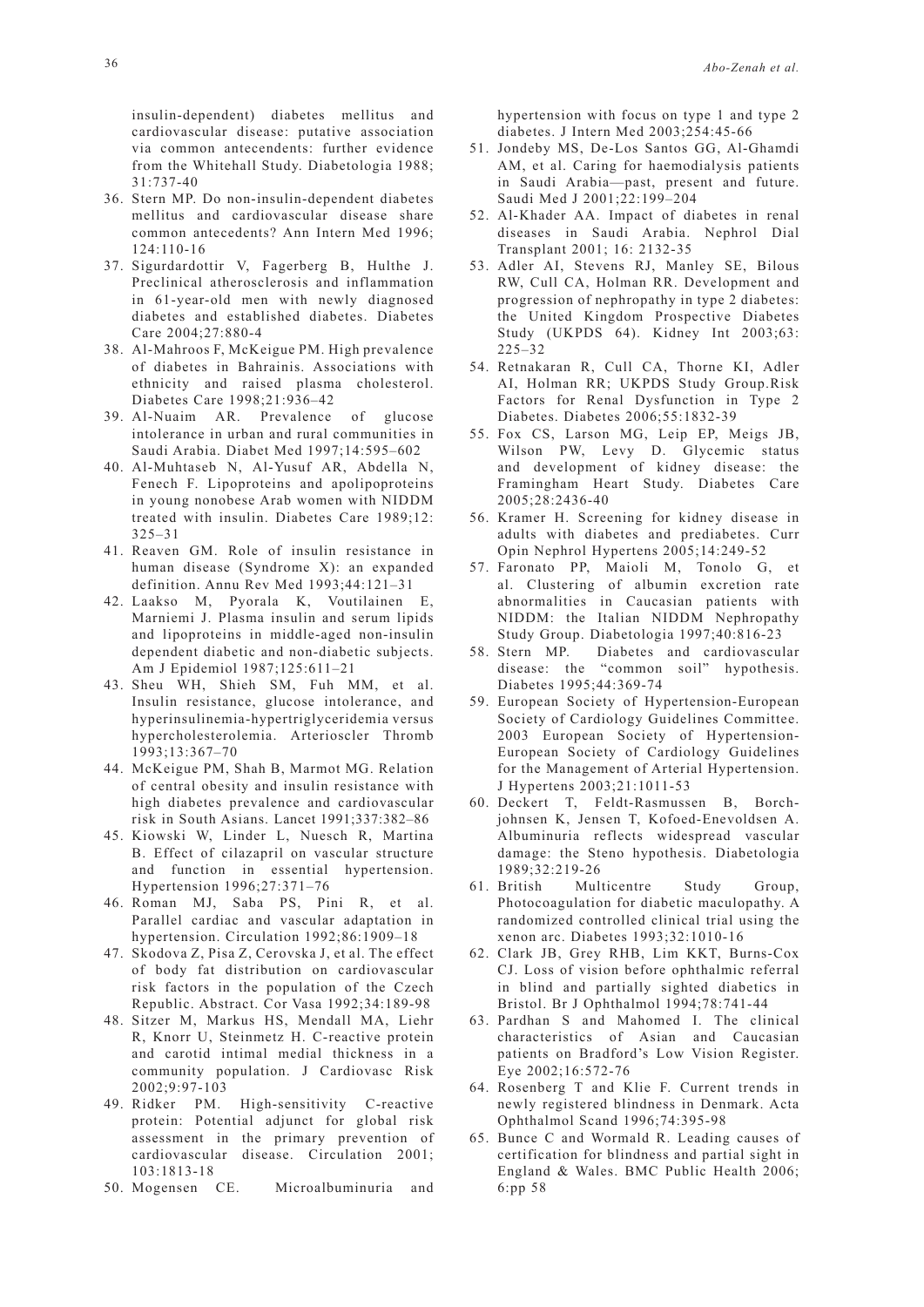insulin-dependent) diabetes mellitus and cardiovascular disease: putative association via common antecendents: further evidence from the Whitehall Study. Diabetologia 1988; 31:737-40

36. Stern MP. Do non-insulin-dependent diabetes mellitus and cardiovascular disease share common antecedents? Ann Intern Med 1996; 124:110-16
37. Sigurdardottir V, Fagerberg B, Hulthe J. Preclinical atherosclerosis and inflammation in 61-year-old men with newly diagnosed diabetes and established diabetes. Diabetes Care 2004;27:880-4
38. Al-Mahroos F, McKeigue PM. High prevalence of diabetes in Bahrainis. Associations with ethnicity and raised plasma cholesterol. Diabetes Care 1998;21:936–42
39. Al-Nuaim AR. Prevalence of glucose intolerance in urban and rural communities in Saudi Arabia. Diabet Med 1997;14:595–602
40. Al-Muhtaseb N, Al-Yusuf AR, Abdella N, Fenech F. Lipoproteins and apolipoproteins in young nonobese Arab women with NIDDM treated with insulin. Diabetes Care 1989;12: 325–31
41. Reaven GM. Role of insulin resistance in human disease (Syndrome X): an expanded definition. Annu Rev Med 1993;44:121–31
42. Laakso M, Pyorala K, Voutilainen E, Marniemi J. Plasma insulin and serum lipids and lipoproteins in middle-aged non-insulin dependent diabetic and non-diabetic subjects. Am J Epidemiol 1987;125:611–21
43. Sheu WH, Shieh SM, Fuh MM, et al. Insulin resistance, glucose intolerance, and hyperinsulinemia-hypertriglyceridemia versus hypercholesterolemia. Arterioscler Thromb 1993;13:367–70
44. McKeigue PM, Shah B, Marmot MG. Relation of central obesity and insulin resistance with high diabetes prevalence and cardiovascular risk in South Asians. Lancet 1991;337:382–86
45. Kiowski W, Linder L, Nuesch R, Martina B. Effect of cilazapril on vascular structure and function in essential hypertension. Hypertension 1996;27:371–76
46. Roman MJ, Saba PS, Pini R, et al. Parallel cardiac and vascular adaptation in hypertension. Circulation 1992;86:1909–18
47. Skodova Z, Pisa Z, Cerovska J, et al. The effect of body fat distribution on cardiovascular risk factors in the population of the Czech Republic. Abstract. Cor Vasa 1992;34:189-98
48. Sitzer M, Markus HS, Mendall MA, Liehr R, Knorr U, Steinmetz H. C-reactive protein and carotid intimal medial thickness in a community population. J Cardiovasc Risk 2002;9:97-103
49. Ridker PM. High-sensitivity C-reactive protein: Potential adjunct for global risk assessment in the primary prevention of cardiovascular disease. Circulation 2001; 103:1813-18
50. Mogensen CE. Microalbuminuria and hypertension with focus on type 1 and type 2 diabetes. J Intern Med 2003;254:45-66
51. Jondeby MS, De-Los Santos GG, Al-Ghamdi AM, et al. Caring for haemodialysis patients in Saudi Arabia—past, present and future. Saudi Med J 2001;22:199–204
52. Al-Khader AA. Impact of diabetes in renal diseases in Saudi Arabia. Nephrol Dial Transplant 2001; 16: 2132-35
53. Adler AI, Stevens RJ, Manley SE, Bilous RW, Cull CA, Holman RR. Development and progression of nephropathy in type 2 diabetes: the United Kingdom Prospective Diabetes Study (UKPDS 64). Kidney Int 2003;63: 225–32
54. Retnakaran R, Cull CA, Thorne KI, Adler AI, Holman RR; UKPDS Study Group.Risk Factors for Renal Dysfunction in Type 2 Diabetes. Diabetes 2006;55:1832-39
55. Fox CS, Larson MG, Leip EP, Meigs JB, Wilson PW, Levy D. Glycemic status and development of kidney disease: the Framingham Heart Study. Diabetes Care 2005;28:2436-40
56. Kramer H. Screening for kidney disease in adults with diabetes and prediabetes. Curr Opin Nephrol Hypertens 2005;14:249-52
57. Faronato PP, Maioli M, Tonolo G, et al. Clustering of albumin excretion rate abnormalities in Caucasian patients with NIDDM: the Italian NIDDM Nephropathy Study Group. Diabetologia 1997;40:816-23
58. Stern MP. Diabetes and cardiovascular disease: the "common soil" hypothesis. Diabetes 1995;44:369-74
59. European Society of Hypertension-European Society of Cardiology Guidelines Committee. 2003 European Society of Hypertension-European Society of Cardiology Guidelines for the Management of Arterial Hypertension. J Hypertens 2003;21:1011-53
60. Deckert T, Feldt-Rasmussen B, Borch-johnsen K, Jensen T, Kofoed-Enevoldsen A. Albuminuria reflects widespread vascular damage: the Steno hypothesis. Diabetologia 1989;32:219-26
61. British Multicentre Study Group, Photocoagulation for diabetic maculopathy. A randomized controlled clinical trial using the xenon arc. Diabetes 1993;32:1010-16
62. Clark JB, Grey RHB, Lim KKT, Burns-Cox CJ. Loss of vision before ophthalmic referral in blind and partially sighted diabetics in Bristol. Br J Ophthalmol 1994;78:741-44
63. Pardhan S and Mahomed I. The clinical characteristics of Asian and Caucasian patients on Bradford's Low Vision Register. Eye 2002;16:572-76
64. Rosenberg T and Klie F. Current trends in newly registered blindness in Denmark. Acta Ophthalmol Scand 1996;74:395-98
65. Bunce C and Wormald R. Leading causes of certification for blindness and partial sight in England & Wales. BMC Public Health 2006; 6:pp 58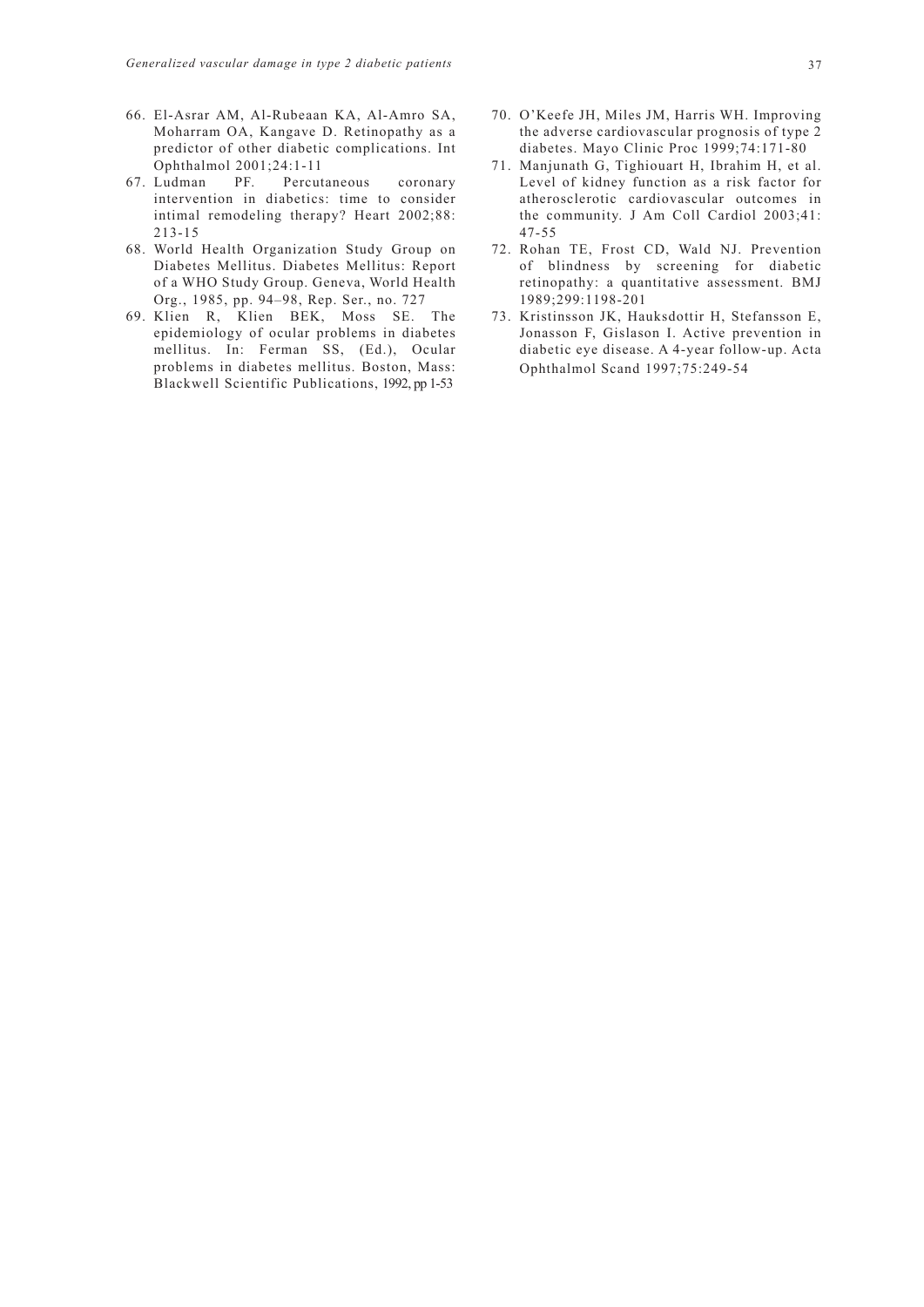66. El-Asrar AM, Al-Rubeaan KA, Al-Amro SA, Moharram OA, Kangave D. Retinopathy as a predictor of other diabetic complications. Int Ophthalmol 2001;24:1-11
67. Ludman PF. Percutaneous coronary intervention in diabetics: time to consider intimal remodeling therapy? Heart 2002;88: 213-15
68. World Health Organization Study Group on Diabetes Mellitus. Diabetes Mellitus: Report of a WHO Study Group. Geneva, World Health Org., 1985, pp. 94–98, Rep. Ser., no. 727
69. Klien R, Klien BEK, Moss SE. The epidemiology of ocular problems in diabetes mellitus. In: Ferman SS, (Ed.), Ocular problems in diabetes mellitus. Boston, Mass: Blackwell Scientific Publications, 1992, pp 1-53
70. O'Keefe JH, Miles JM, Harris WH. Improving the adverse cardiovascular prognosis of type 2 diabetes. Mayo Clinic Proc 1999;74:171-80
71. Manjunath G, Tighiouart H, Ibrahim H, et al. Level of kidney function as a risk factor for atherosclerotic cardiovascular outcomes in the community. J Am Coll Cardiol 2003;41: 47-55
72. Rohan TE, Frost CD, Wald NJ. Prevention of blindness by screening for diabetic retinopathy: a quantitative assessment. BMJ 1989;299:1198-201
73. Kristinsson JK, Hauksdottir H, Stefansson E, Jonasson F, Gislason I. Active prevention in diabetic eye disease. A 4-year follow-up. Acta Ophthalmol Scand 1997;75:249-54